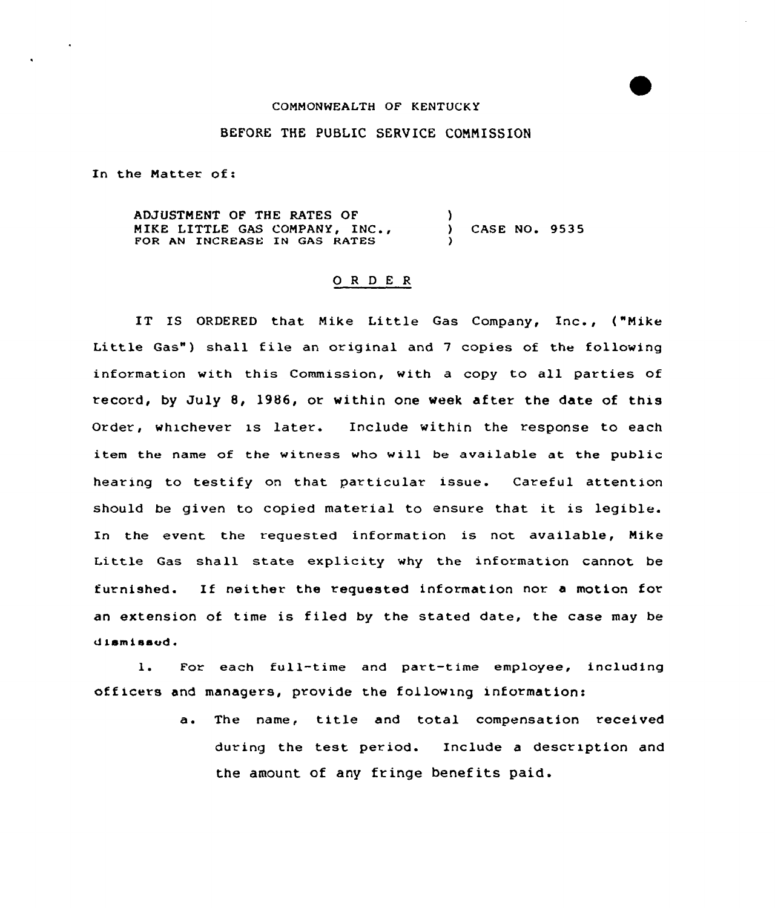COMMONWEALTH OF KENTUCKY

BEFORE THE PUBLIC SERVICE COMMISSION

In the Matter of:

ADJUSTMENT OF THE RATES OF MIKE LITTLE GAS COMPANY, INC., FOR AN INCREASE IN GAS RATES ) CASE NO. 9535

## O R D E R

IT IS ORDERED that Mike Little Gas Company, Inc., ("Mike Little Gas") shall file an original and 7 copies of the following information with this Commission, with a copy to all parties of record, by July 8, 1986, or within one week after the date of this Order, whichever is later. Include within the response to each item the name of the witness who will be available at the public hearing to testify on that particular issue. Careful attention should be given to copied material to ensure that it is legible. In the event the requested information is not available, Mike Little Gas shall state explicity why the information cannot be furnished. If neither the requested information nor a motion for an extension of time is filed by the stated date, the case may be dismissed.

1. For each full-time and part-time employee, including officers and managers, provide the following information:

   a. The name, title and total compensation received during the test period. Include a description and the amount of any fringe benefits paid.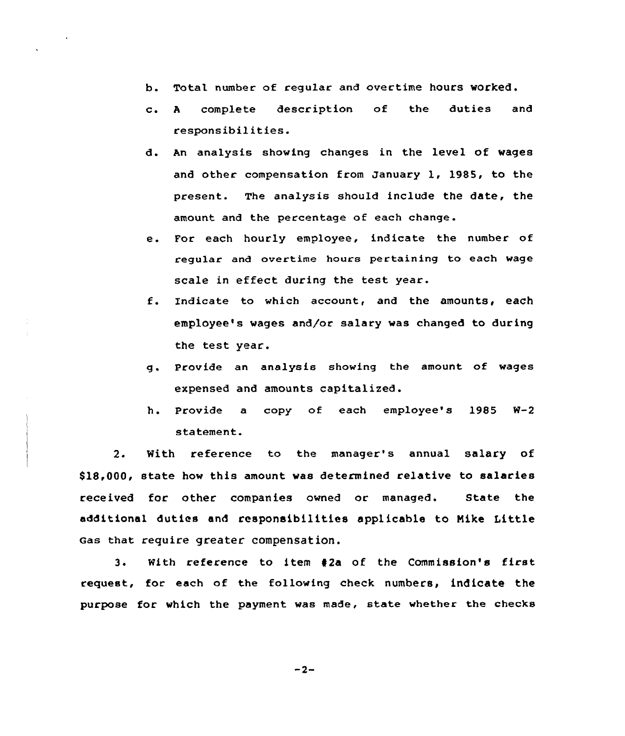b. Total number of regular and overtime hours worked.

c. A complete description of the duties and responsibilities.

d. An analysis showing changes in the level of wages and other compensation from January 1, 1985, to the present. The analysis should include the date, the amount and the percentage of each change.

e. For each hourly employee, indicate the number of regular and overtime hours pertaining to each wage scale in effect during the test year.

f. Indicate to which account, and the amounts, each employee's wages and/or salary was changed to during the test year.

g. Provide an analysis showing the amount of wages expensed and amounts capitalized.

h. Provide a copy of each employee's 1985 W-2 statement.

2. With reference to the manager's annual salary of $18,000, state how this amount was determined relative to salaries received for other companies owned or managed. State the additional duties and responsibilities applicable to Mike Little Gas that require greater compensation.

3. With reference to item #2a of the Commission's first request, for each of the following check numbers, indicate the purpose for which the payment was made, state whether the checks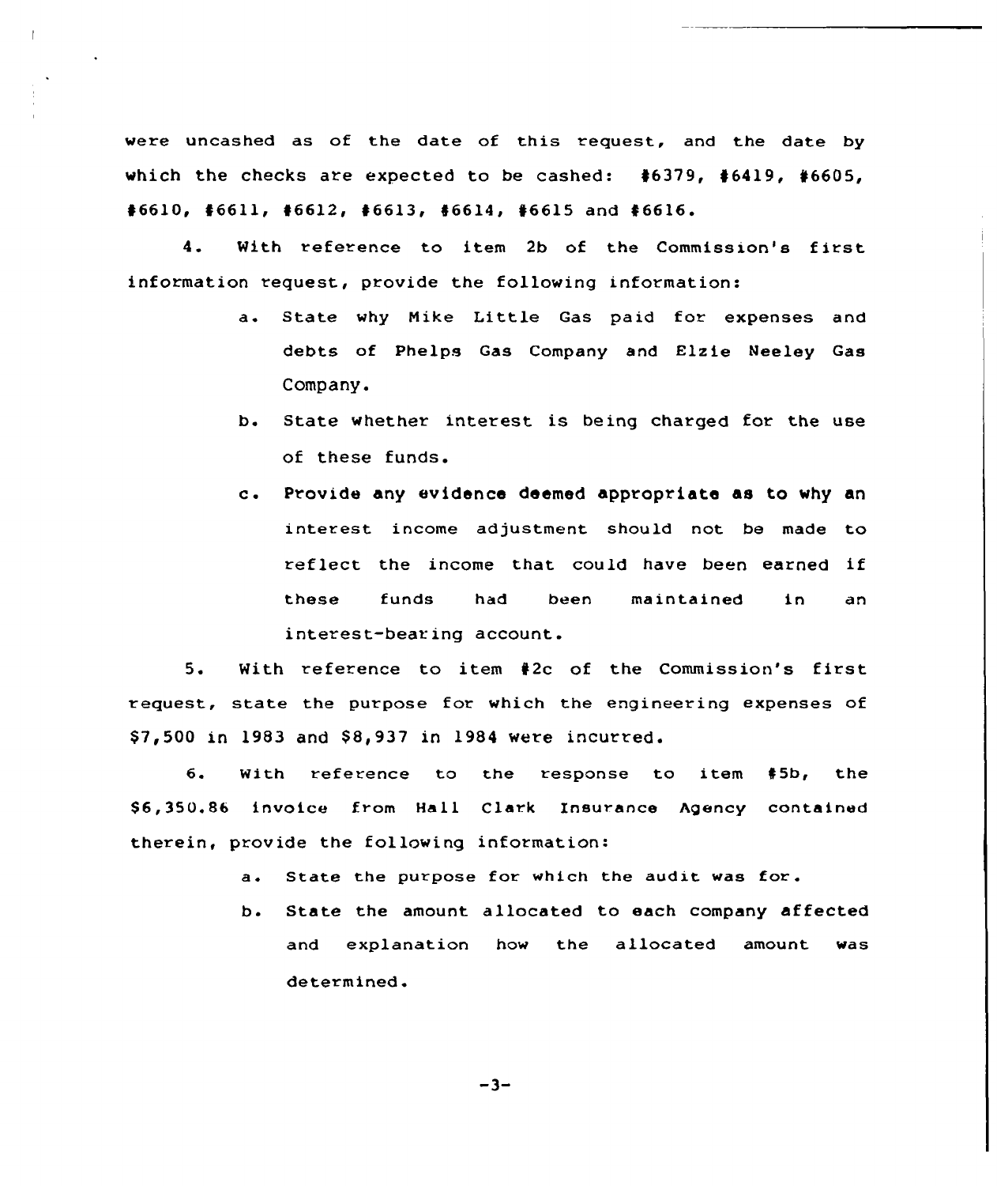were uncashed as of the date of this request, and the date by which the checks are expected to be cashed: #6379, #6419, #6605, #6610, #6611, #6612, #6613, #6614, #6615 and #6616.

4. With reference to item 2b of the Commission's first information request, provide the following information:

   a. State why Mike Little Gas paid for expenses and debts of Phelps Gas Company and Elzie Neeley Gas Company.

   b. State whether interest is being charged for the use of these funds.

   c. Provide any evidence deemed appropriate as to why an interest income adjustment should not be made to reflect the income that could have been earned if these funds had been maintained in an interest-bearing account.

5. With reference to item #2c of the Commission's first request, state the purpose for which the engineering expenses of $7,500 in 1983 and $8,937 in 1984 were incurred.

6. With reference to the response to item #5b, the $6,350.86 invoice from Hall Clark Insurance Agency contained therein, provide the following information:

   a. State the purpose for which the audit was for.

   b. State the amount allocated to each company affected and explanation how the allocated amount was determined.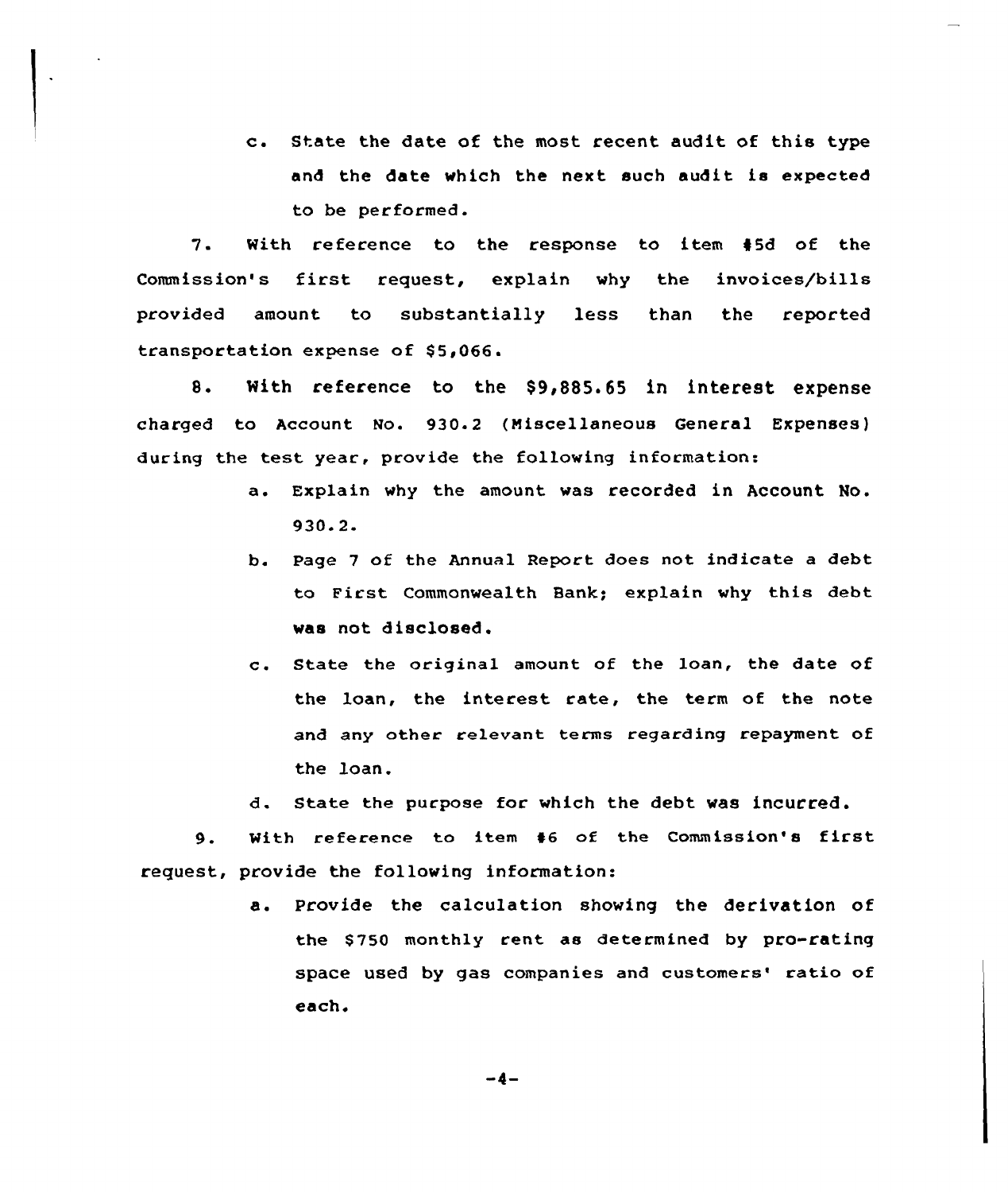c. State the date of the most recent audit of this type and the date which the next such audit is expected to be performed.

7. With reference to the response to item #5d of the Commission's first request, explain why the invoices/bills provided amount to substantially less than the reported transportation expense of $5,066.

8. With reference to the $9,885.65 in interest expense charged to Account No. 930.2 (Miscellaneous General Expenses) during the test year, provide the following information:

a. Explain why the amount was recorded in Account No. 930.2.

b. Page 7 of the Annual Report does not indicate a debt to First Commonwealth Bank; explain why this debt was not disclosed.

c. State the original amount of the loan, the date of the loan, the interest rate, the term of the note and any other relevant terms regarding repayment of the loan.

d. State the purpose for which the debt was incurred.

9. With reference to item #6 of the Commission's first request, provide the following information:

a. Provide the calculation showing the derivation of the $750 monthly rent as determined by pro-rating space used by gas companies and customers' ratio of each.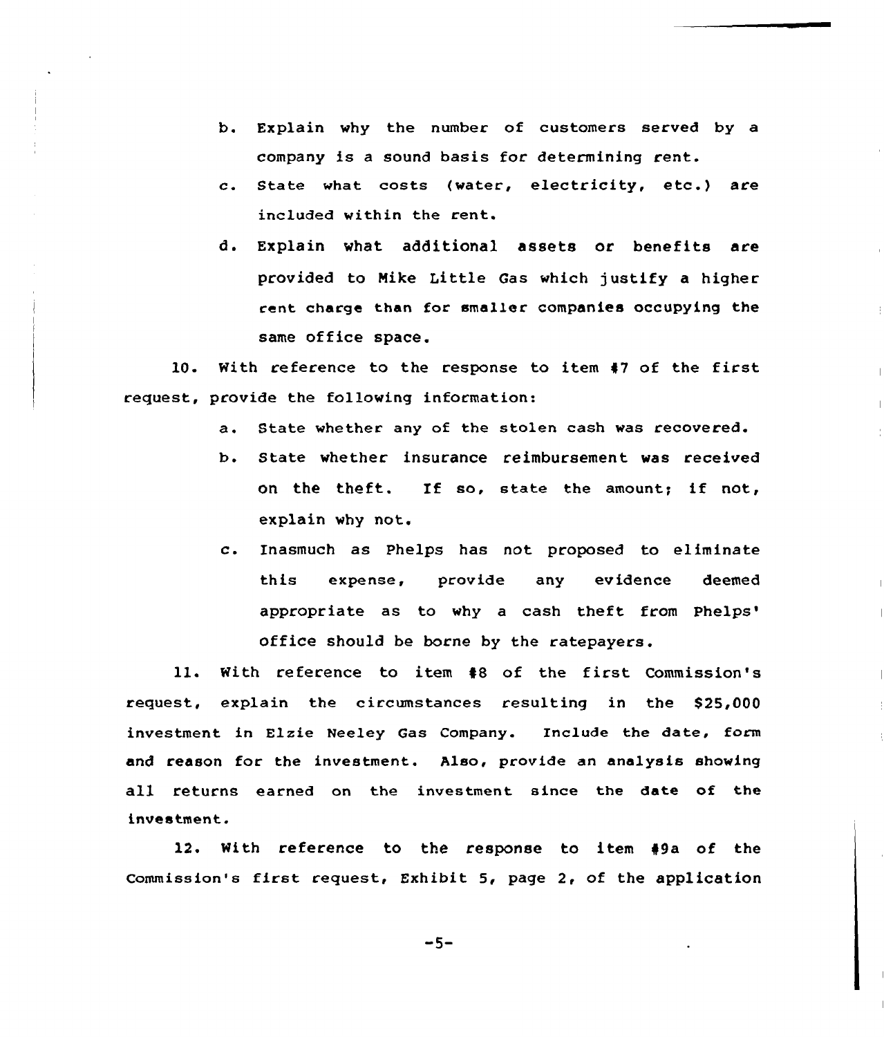b. Explain why the number of customers served by a company is a sound basis for determining rent.

c. State what costs (water, electricity, etc.) are included within the rent.

d. Explain what additional assets or benefits are provided to Mike Little Gas which justify a higher rent charge than for smaller companies occupying the same office space.

10. With reference to the response to item #7 of the first request, provide the following information:

a. State whether any of the stolen cash was recovered.

b. State whether insurance reimbursement was received on the theft. If so, state the amount; if not, explain why not.

c. Inasmuch as Phelps has not proposed to eliminate this expense, provide any evidence deemed appropriate as to why a cash theft from Phelps' office should be borne by the ratepayers.

11. With reference to item #8 of the first Commission's request, explain the circumstances resulting in the $25,000 investment in Elzie Neeley Gas Company. Include the date, form and reason for the investment. Also, provide an analysis showing all returns earned on the investment since the date of the investment.

12. With reference to the response to item #9a of the Commission's first request, Exhibit 5, page 2, of the application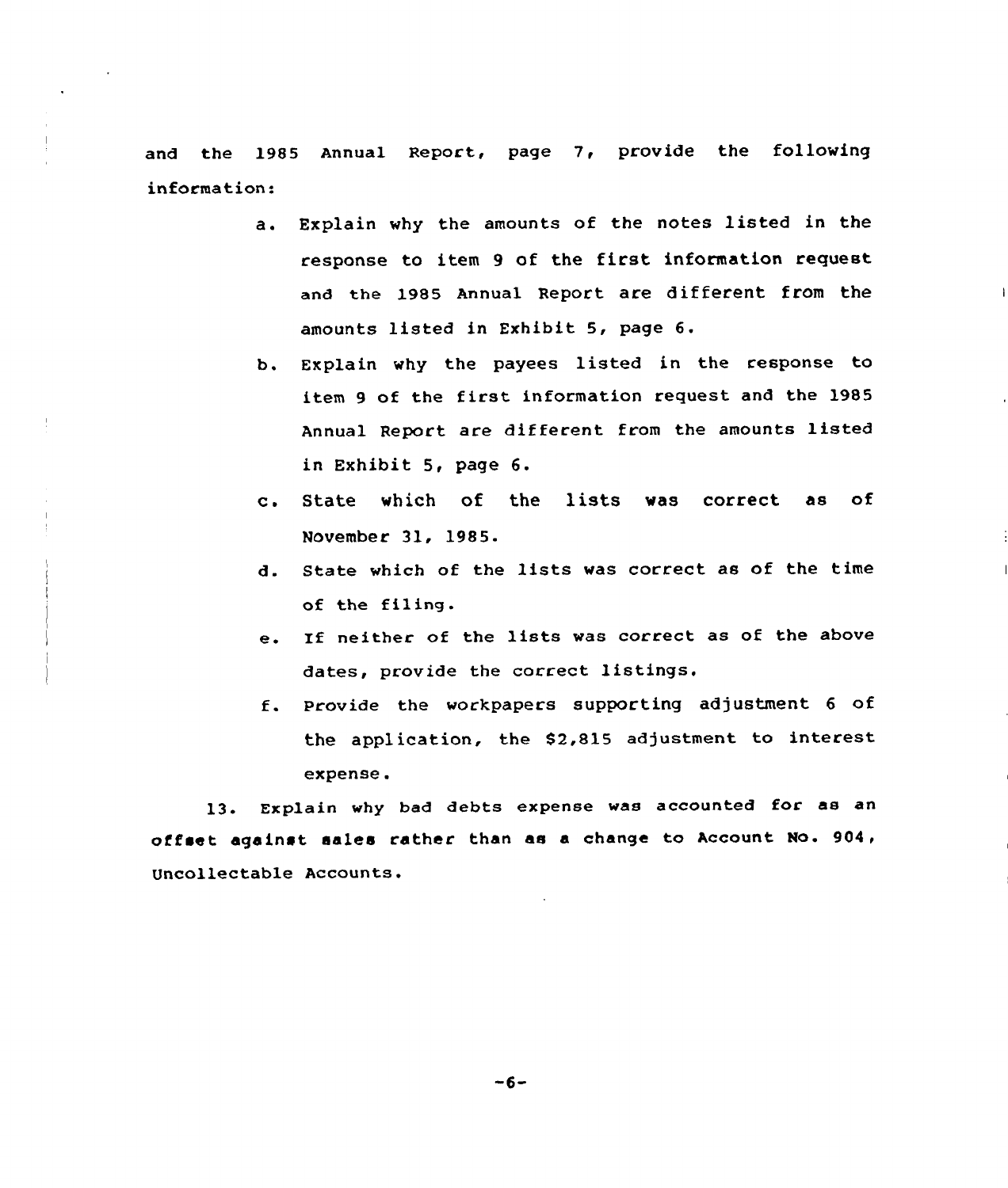and the 1985 Annual Report, page 7, provide the following information:

a. Explain why the amounts of the notes listed in the response to item 9 of the first information request and the 1985 Annual Report are different from the amounts listed in Exhibit 5, page 6.

b. Explain why the payees listed in the response to item 9 of the first information request and the 1985 Annual Report are different from the amounts listed in Exhibit 5, page 6.

c. State which of the lists was correct as of November 31, 1985.

d. State which of the lists was correct as of the time of the filing.

e. If neither of the lists was correct as of the above dates, provide the correct listings.

f. Provide the workpapers supporting adjustment 6 of the application, the $2,815 adjustment to interest expense.

13. Explain why bad debts expense was accounted for as an offset against sales rather than as a change to Account No. 904, Uncollectable Accounts.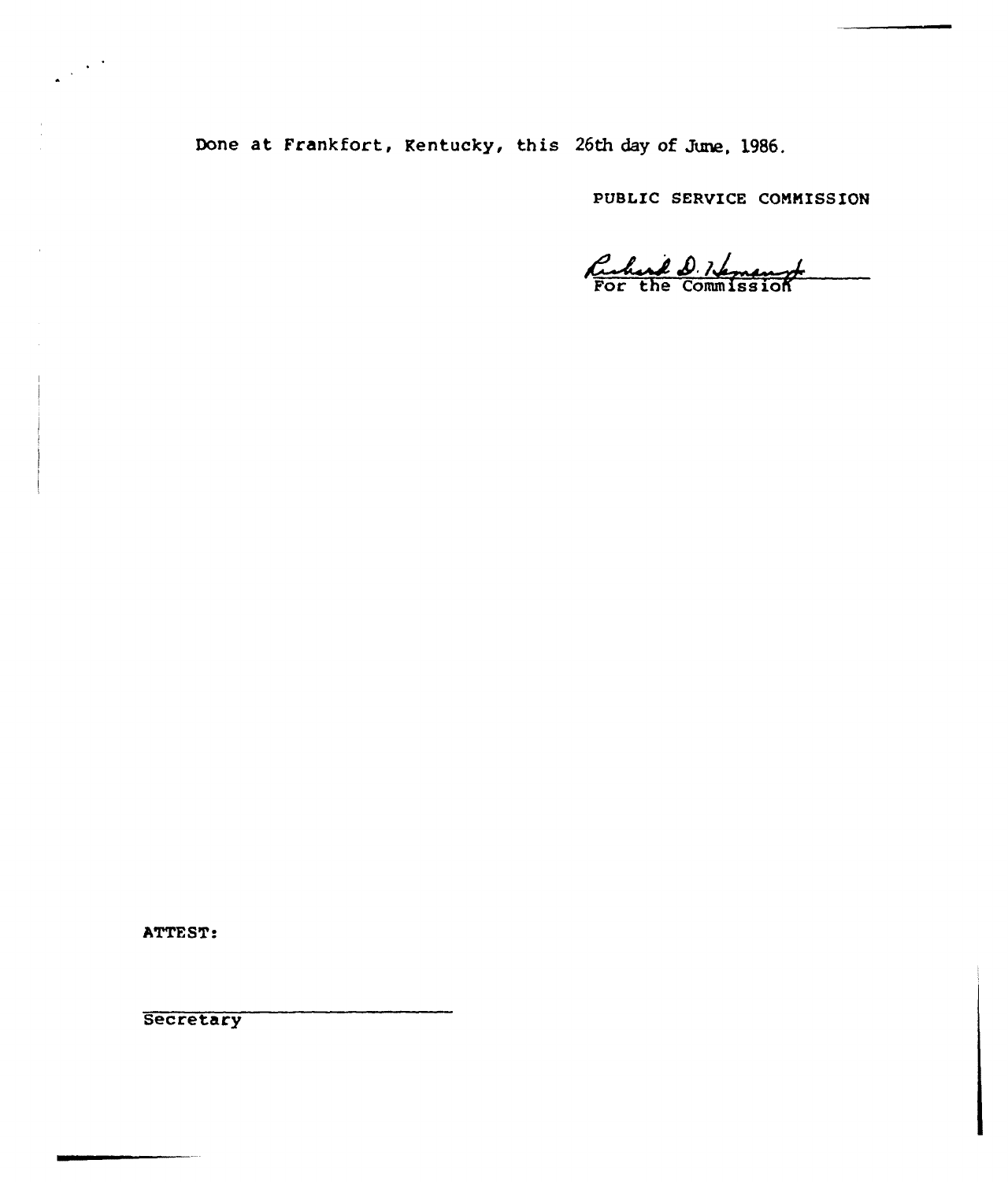Done at Frankfort, Kentucky, this 26th day of June, 1986.

PUBLIC SERVICE COMMISSION

Richard D. Heman Jr.
For the Commission

ATTEST:

Secretary